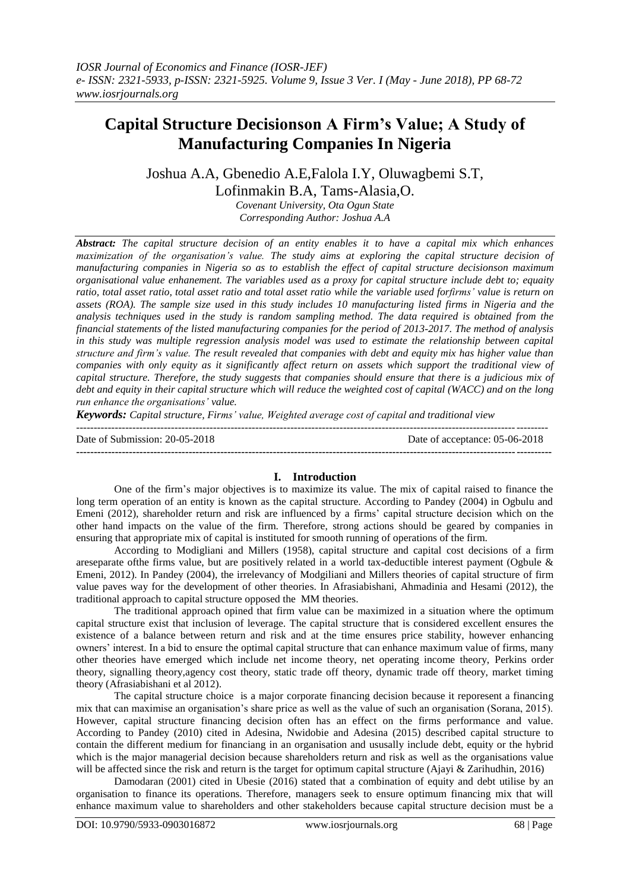# Capital Structure Decisionson A Firm's Value; A Study of Manufacturing Companies In Nigeria

Joshua A.A, Gbenedio A.E,Falola I.Y, Oluwagbemi S.T, Lofinmakin B.A, Tams-Alasia,O.

*Covenant University, Ota Ogun State*
*Corresponding Author: Joshua A.A*

***Abstract:*** *The capital structure decision of an entity enables it to have a capital mix which enhances maximization of the organisation's value. The study aims at exploring the capital structure decision of manufacturing companies in Nigeria so as to establish the effect of capital structure decisionson maximum organisational value enhanement. The variables used as a proxy for capital structure include debt to; equaity ratio, total asset ratio, total asset ratio and total asset ratio while the variable used forfirms' value is return on assets (ROA). The sample size used in this study includes 10 manufacturing listed firms in Nigeria and the analysis techniques used in the study is random sampling method. The data required is obtained from the financial statements of the listed manufacturing companies for the period of 2013-2017. The method of analysis in this study was multiple regression analysis model was used to estimate the relationship between capital structure and firm's value. The result revealed that companies with debt and equity mix has higher value than companies with only equity as it significantly affect return on assets which support the traditional view of capital structure. Therefore, the study suggests that companies should ensure that there is a judicious mix of debt and equity in their capital structure which will reduce the weighted cost of capital (WACC) and on the long run enhance the organisations' value.*

***Keywords:*** *Capital structure, Firms' value, Weighted average cost of capital and traditional view*

---

Date of Submission: 20-05-2018 Date of acceptance: 05-06-2018

---

## I. Introduction

One of the firm's major objectives is to maximize its value. The mix of capital raised to finance the long term operation of an entity is known as the capital structure. According to Pandey (2004) in Ogbulu and Emeni (2012), shareholder return and risk are influenced by a firms' capital structure decision which on the other hand impacts on the value of the firm. Therefore, strong actions should be geared by companies in ensuring that appropriate mix of capital is instituted for smooth running of operations of the firm.

According to Modigliani and Millers (1958), capital structure and capital cost decisions of a firm areseparate ofthe firms value, but are positively related in a world tax-deductible interest payment (Ogbule & Emeni, 2012). In Pandey (2004), the irrelevancy of Modgiliani and Millers theories of capital structure of firm value paves way for the development of other theories. In Afrasiabishani, Ahmadinia and Hesami (2012), the traditional approach to capital structure opposed the MM theories.

The traditional approach opined that firm value can be maximized in a situation where the optimum capital structure exist that inclusion of leverage. The capital structure that is considered excellent ensures the existence of a balance between return and risk and at the time ensures price stability, however enhancing owners' interest. In a bid to ensure the optimal capital structure that can enhance maximum value of firms, many other theories have emerged which include net income theory, net operating income theory, Perkins order theory, signalling theory,agency cost theory, static trade off theory, dynamic trade off theory, market timing theory (Afrasiabishani et al 2012).

The capital structure choice is a major corporate financing decision because it reporesent a financing mix that can maximise an organisation's share price as well as the value of such an organisation (Sorana, 2015). However, capital structure financing decision often has an effect on the firms performance and value. According to Pandey (2010) cited in Adesina, Nwidobie and Adesina (2015) described capital structure to contain the different medium for financiang in an organisation and ususally include debt, equity or the hybrid which is the major managerial decision because shareholders return and risk as well as the organisations value will be affected since the risk and return is the target for optimum capital structure (Ajayi & Zarihudhin, 2016)

Damodaran (2001) cited in Ubesie (2016) stated that a combination of equity and debt utilise by an organisation to finance its operations. Therefore, managers seek to ensure optimum financing mix that will enhance maximum value to shareholders and other stakeholders because capital structure decision must be a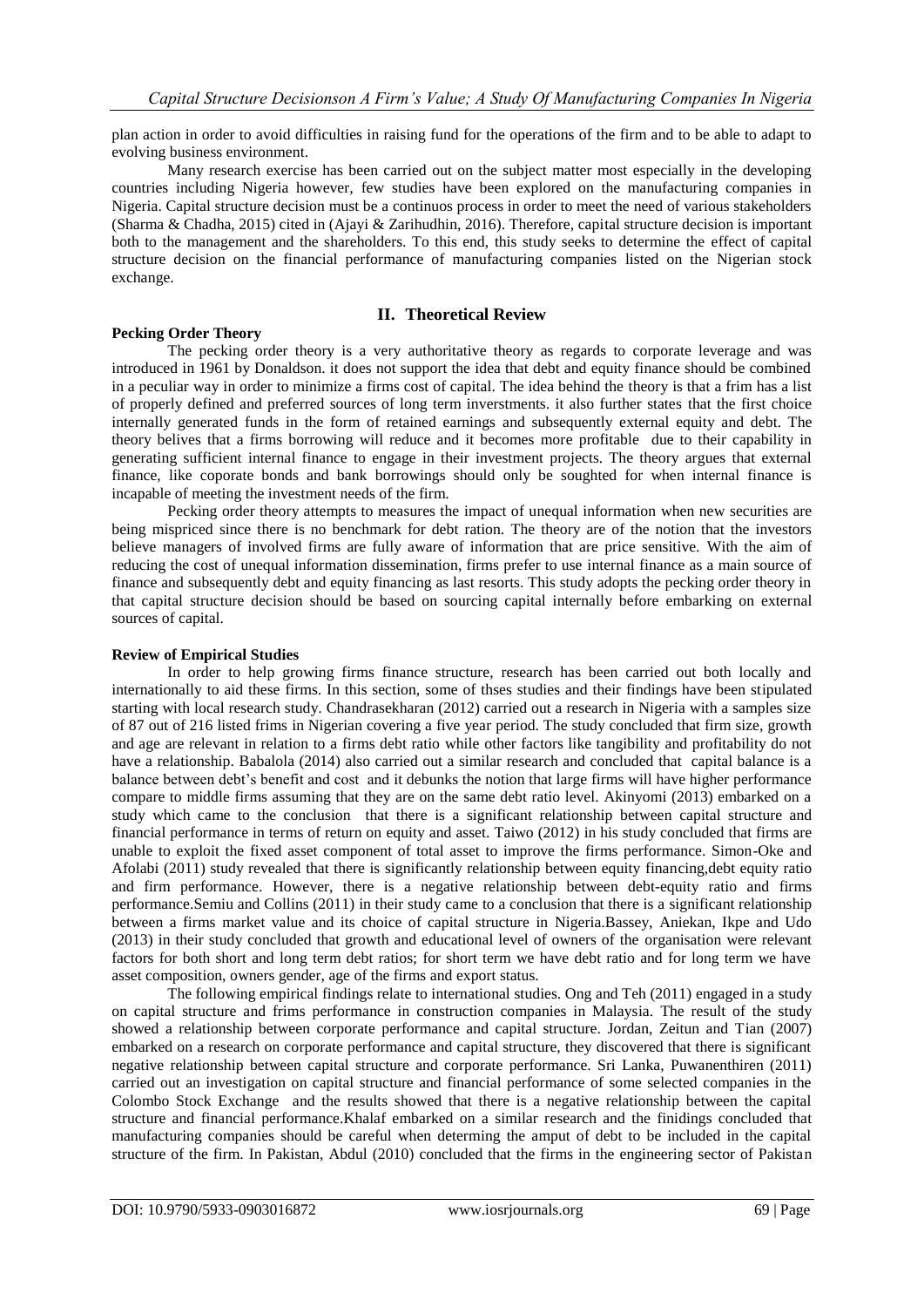plan action in order to avoid difficulties in raising fund for the operations of the firm and to be able to adapt to evolving business environment.

Many research exercise has been carried out on the subject matter most especially in the developing countries including Nigeria however, few studies have been explored on the manufacturing companies in Nigeria. Capital structure decision must be a continuos process in order to meet the need of various stakeholders (Sharma & Chadha, 2015) cited in (Ajayi & Zarihudhin, 2016). Therefore, capital structure decision is important both to the management and the shareholders. To this end, this study seeks to determine the effect of capital structure decision on the financial performance of manufacturing companies listed on the Nigerian stock exchange.

## II. Theoretical Review

### Pecking Order Theory

The pecking order theory is a very authoritative theory as regards to corporate leverage and was introduced in 1961 by Donaldson. it does not support the idea that debt and equity finance should be combined in a peculiar way in order to minimize a firms cost of capital. The idea behind the theory is that a frim has a list of properly defined and preferred sources of long term inverstments. it also further states that the first choice internally generated funds in the form of retained earnings and subsequently external equity and debt. The theory belives that a firms borrowing will reduce and it becomes more profitable due to their capability in generating sufficient internal finance to engage in their investment projects. The theory argues that external finance, like coporate bonds and bank borrowings should only be soughted for when internal finance is incapable of meeting the investment needs of the firm.

Pecking order theory attempts to measures the impact of unequal information when new securities are being mispriced since there is no benchmark for debt ration. The theory are of the notion that the investors believe managers of involved firms are fully aware of information that are price sensitive. With the aim of reducing the cost of unequal information dissemination, firms prefer to use internal finance as a main source of finance and subsequently debt and equity financing as last resorts. This study adopts the pecking order theory in that capital structure decision should be based on sourcing capital internally before embarking on external sources of capital.

### Review of Empirical Studies

In order to help growing firms finance structure, research has been carried out both locally and internationally to aid these firms. In this section, some of thses studies and their findings have been stipulated starting with local research study. Chandrasekharan (2012) carried out a research in Nigeria with a samples size of 87 out of 216 listed frims in Nigerian covering a five year period. The study concluded that firm size, growth and age are relevant in relation to a firms debt ratio while other factors like tangibility and profitability do not have a relationship. Babalola (2014) also carried out a similar research and concluded that capital balance is a balance between debt's benefit and cost and it debunks the notion that large firms will have higher performance compare to middle firms assuming that they are on the same debt ratio level. Akinyomi (2013) embarked on a study which came to the conclusion that there is a significant relationship between capital structure and financial performance in terms of return on equity and asset. Taiwo (2012) in his study concluded that firms are unable to exploit the fixed asset component of total asset to improve the firms performance. Simon-Oke and Afolabi (2011) study revealed that there is significantly relationship between equity financing,debt equity ratio and firm performance. However, there is a negative relationship between debt-equity ratio and firms performance.Semiu and Collins (2011) in their study came to a conclusion that there is a significant relationship between a firms market value and its choice of capital structure in Nigeria.Bassey, Aniekan, Ikpe and Udo (2013) in their study concluded that growth and educational level of owners of the organisation were relevant factors for both short and long term debt ratios; for short term we have debt ratio and for long term we have asset composition, owners gender, age of the firms and export status.

The following empirical findings relate to international studies. Ong and Teh (2011) engaged in a study on capital structure and frims performance in construction companies in Malaysia. The result of the study showed a relationship between corporate performance and capital structure. Jordan, Zeitun and Tian (2007) embarked on a research on corporate performance and capital structure, they discovered that there is significant negative relationship between capital structure and corporate performance. Sri Lanka, Puwanenthiren (2011) carried out an investigation on capital structure and financial performance of some selected companies in the Colombo Stock Exchange and the results showed that there is a negative relationship between the capital structure and financial performance.Khalaf embarked on a similar research and the finidings concluded that manufacturing companies should be careful when determing the amput of debt to be included in the capital structure of the firm. In Pakistan, Abdul (2010) concluded that the firms in the engineering sector of Pakistan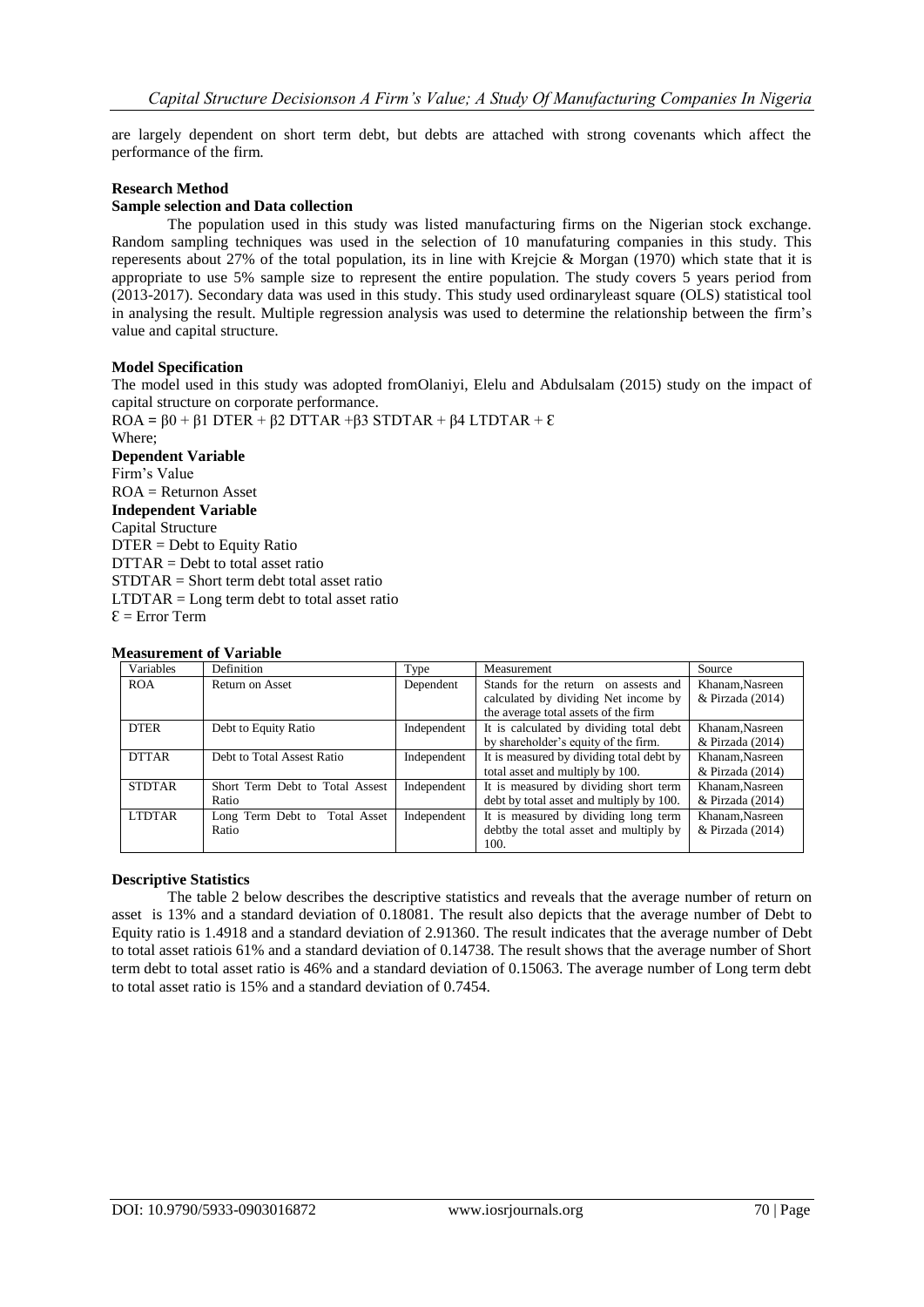are largely dependent on short term debt, but debts are attached with strong covenants which affect the performance of the firm.

**Research Method**

**Sample selection and Data collection**

The population used in this study was listed manufacturing firms on the Nigerian stock exchange. Random sampling techniques was used in the selection of 10 manufaturing companies in this study. This reperesents about 27% of the total population, its in line with Krejcie & Morgan (1970) which state that it is appropriate to use 5% sample size to represent the entire population. The study covers 5 years period from (2013-2017). Secondary data was used in this study. This study used ordinaryleast square (OLS) statistical tool in analysing the result. Multiple regression analysis was used to determine the relationship between the firm's value and capital structure.

**Model Specification**

The model used in this study was adopted fromOlaniyi, Elelu and Abdulsalam (2015) study on the impact of capital structure on corporate performance.

$ROA = \beta 0 + \beta 1\ DTER + \beta 2\ DTTAR + \beta 3\ STDTAR + \beta 4\ LTDTAR + \mathcal{E}$

Where;

**Dependent Variable**

Firm's Value

ROA = Returnon Asset

**Independent Variable**

Capital Structure

DTER = Debt to Equity Ratio

DTTAR = Debt to total asset ratio

STDTAR = Short term debt total asset ratio

LTDTAR = Long term debt to total asset ratio

$\mathcal{E}$ = Error Term

**Measurement of Variable**

| Variables | Definition | Type | Measurement | Source |
|---|---|---|---|---|
| ROA | Return on Asset | Dependent | Stands for the return on assets and calculated by dividing Net income by the average total assets of the firm | Khanam,Nasreen & Pirzada (2014) |
| DTER | Debt to Equity Ratio | Independent | It is calculated by dividing total debt by shareholder's equity of the firm. | Khanam,Nasreen & Pirzada (2014) |
| DTTAR | Debt to Total Assest Ratio | Independent | It is measured by dividing total debt by total asset and multiply by 100. | Khanam,Nasreen & Pirzada (2014) |
| STDTAR | Short Term Debt to Total Assest Ratio | Independent | It is measured by dividing short term debt by total asset and multiply by 100. | Khanam,Nasreen & Pirzada (2014) |
| LTDTAR | Long Term Debt to Total Asset Ratio | Independent | It is measured by dividing long term debtby the total asset and multiply by 100. | Khanam,Nasreen & Pirzada (2014) |

**Descriptive Statistics**

The table 2 below describes the descriptive statistics and reveals that the average number of return on asset is 13% and a standard deviation of 0.18081. The result also depicts that the average number of Debt to Equity ratio is 1.4918 and a standard deviation of 2.91360. The result indicates that the average number of Debt to total asset ratiois 61% and a standard deviation of 0.14738. The result shows that the average number of Short term debt to total asset ratio is 46% and a standard deviation of 0.15063. The average number of Long term debt to total asset ratio is 15% and a standard deviation of 0.7454.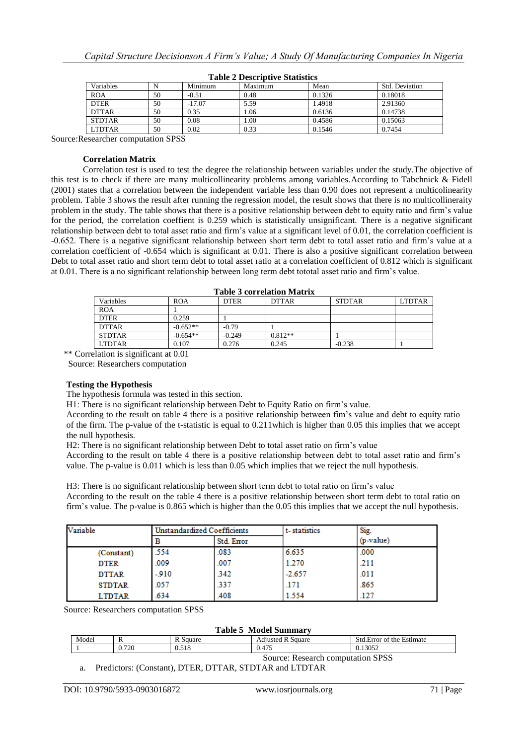**Table 2 Descriptive Statistics**

| Variables | N | Minimum | Maximum | Mean | Std. Deviation |
|---|---|---|---|---|---|
| ROA | 50 | -0.51 | 0.48 | 0.1326 | 0.18018 |
| DTER | 50 | -17.07 | 5.59 | 1.4918 | 2.91360 |
| DTTAR | 50 | 0.35 | 1.06 | 0.6136 | 0.14738 |
| STDTAR | 50 | 0.08 | 1.00 | 0.4586 | 0.15063 |
| LTDTAR | 50 | 0.02 | 0.33 | 0.1546 | 0.7454 |

Source:Researcher computation SPSS

**Correlation Matrix**

Correlation test is used to test the degree the relationship between variables under the study.The objective of this test is to check if there are many multicollinearity problems among variables.According to Tabchnick & Fidell (2001) states that a correlation between the independent variable less than 0.90 does not represent a multicolinearity problem. Table 3 shows the result after running the regression model, the result shows that there is no multicollineraity problem in the study. The table shows that there is a positive relationship between debt to equity ratio and firm's value for the period, the correlation coeffient is 0.259 which is statistically unsignificant. There is a negative significant relationship between debt to total asset ratio and firm's value at a significant level of 0.01, the correlation coefficient is -0.652. There is a negative significant relationship between short term debt to total asset ratio and firm's value at a correlation coefficient of -0.654 which is significant at 0.01. There is also a positive significant correlation between Debt to total asset ratio and short term debt to total asset ratio at a correlation coefficient of 0.812 which is significant at 0.01. There is a no significant relationship between long term debt tototal asset ratio and firm's value.

**Table 3 correlation Matrix**

| Variables | ROA | DTER | DTTAR | STDTAR | LTDTAR |
|---|---|---|---|---|---|
| ROA | 1 | | | | |
| DTER | 0.259 | 1 | | | |
| DTTAR | -0.652** | -0.79 | 1 | | |
| STDTAR | -0.654** | -0.249 | 0.812** | 1 | |
| LTDTAR | 0.107 | 0.276 | 0.245 | -0.238 | 1 |

** Correlation is significant at 0.01

Source: Researchers computation

**Testing the Hypothesis**

The hypothesis formula was tested in this section.

H1: There is no significant relationship between Debt to Equity Ratio on firm's value.

According to the result on table 4 there is a positive relationship between fim's value and debt to equity ratio of the firm. The p-value of the t-statistic is equal to 0.211which is higher than 0.05 this implies that we accept the null hypothesis.

H2: There is no significant relationship between Debt to total asset ratio on firm's value

According to the result on table 4 there is a positive relationship between debt to total asset ratio and firm's value. The p-value is 0.011 which is less than 0.05 which implies that we reject the null hypothesis.

H3: There is no significant relationship between short term debt to total ratio on firm's value

According to the result on the table 4 there is a positive relationship between short term debt to total ratio on firm's value. The p-value is 0.865 which is higher than the 0.05 this implies that we accept the null hypothesis.

| Variable | Unstandardized Coefficients | | t- statistics | Sig. |
|---|---|---|---|---|
| | B | Std. Error | | (p-value) |
| (Constant) | .554 | .083 | 6.635 | .000 |
| DTER | .009 | .007 | 1.270 | .211 |
| DTTAR | -.910 | .342 | -2.657 | .011 |
| STDTAR | .057 | .337 | .171 | .865 |
| LTDTAR | .634 | .408 | 1.554 | .127 |

Source: Researchers computation SPSS

**Table 5 Model Summary**

| Model | R | R Square | Adjusted R Square | Std.Error of the Estimate |
|---|---|---|---|---|
| 1 | 0.720 | 0.518 | 0.475 | 0.13052 |

Source: Research computation SPSS

a. Predictors: (Constant), DTER, DTTAR, STDTAR and LTDTAR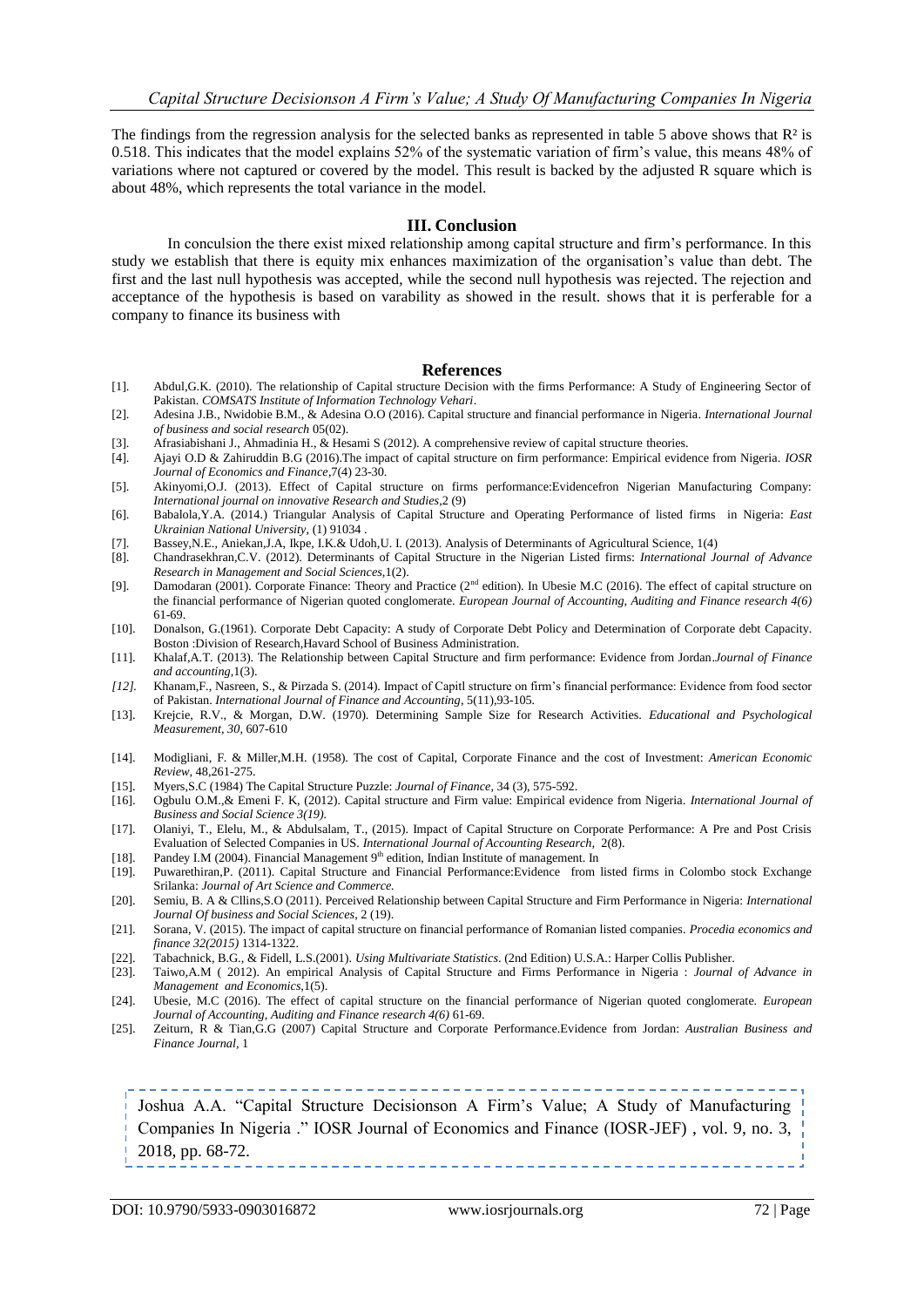The findings from the regression analysis for the selected banks as represented in table 5 above shows that $R^2$ is 0.518. This indicates that the model explains 52% of the systematic variation of firm's value, this means 48% of variations where not captured or covered by the model. This result is backed by the adjusted R square which is about 48%, which represents the total variance in the model.

## III. Conclusion

In conculsion the there exist mixed relationship among capital structure and firm's performance. In this study we establish that there is equity mix enhances maximization of the organisation's value than debt. The first and the last null hypothesis was accepted, while the second null hypothesis was rejected. The rejection and acceptance of the hypothesis is based on varability as showed in the result. shows that it is perferable for a company to finance its business with

## References

[1]. Abdul,G.K. (2010). The relationship of Capital structure Decision with the firms Performance: A Study of Engineering Sector of Pakistan. *COMSATS Institute of Information Technology Vehari*.

[2]. Adesina J.B., Nwidobie B.M., & Adesina O.O (2016). Capital structure and financial performance in Nigeria. *International Journal of business and social research* 05(02).

[3]. Afrasiabishani J., Ahmadinia H., & Hesami S (2012). A comprehensive review of capital structure theories.

[4]. Ajayi O.D & Zahiruddin B.G (2016).The impact of capital structure on firm performance: Empirical evidence from Nigeria. *IOSR Journal of Economics and Finance*,7(4) 23-30.

[5]. Akinyomi,O.J. (2013). Effect of Capital structure on firms performance:Evidencefron Nigerian Manufacturing Company: *International journal on innovative Research and Studies*,2 (9)

[6]. Babalola,Y.A. (2014.) Triangular Analysis of Capital Structure and Operating Performance of listed firms in Nigeria: *East Ukrainian National University*, (1) 91034 .

[7]. Bassey,N.E., Aniekan,J.A, Ikpe, I.K.& Udoh,U. I. (2013). Analysis of Determinants of Agricultural Science, 1(4)

[8]. Chandrasekhran,C.V. (2012). Determinants of Capital Structure in the Nigerian Listed firms: *International Journal of Advance Research in Management and Social Sciences*,1(2).

[9]. Damodaran (2001). Corporate Finance: Theory and Practice (2nd edition). In Ubesie M.C (2016). The effect of capital structure on the financial performance of Nigerian quoted conglomerate. *European Journal of Accounting, Auditing and Finance research 4(6)* 61-69.

[10]. Donalson, G.(1961). Corporate Debt Capacity: A study of Corporate Debt Policy and Determination of Corporate debt Capacity. Boston :Division of Research,Havard School of Business Administration.

[11]. Khalaf,A.T. (2013). The Relationship between Capital Structure and firm performance: Evidence from Jordan.*Journal of Finance and accounting*,1(3).

*[12].* Khanam,F., Nasreen, S., & Pirzada S. (2014). Impact of Capitl structure on firm's financial performance: Evidence from food sector of Pakistan. *International Journal of Finance and Accounting*, 5(11),93-105.

[13]. Krejcie, R.V., & Morgan, D.W. (1970). Determining Sample Size for Research Activities. *Educational and Psychological Measurement, 30*, 607-610

[14]. Modigliani, F. & Miller,M.H. (1958). The cost of Capital, Corporate Finance and the cost of Investment: *American Economic Review*, 48,261-275.

[15]. Myers,S.C (1984) The Capital Structure Puzzle: *Journal of Finance*, 34 (3), 575-592.

[16]. Ogbulu O.M.,& Emeni F. K, (2012). Capital structure and Firm value: Empirical evidence from Nigeria. *International Journal of Business and Social Science 3(19).*

[17]. Olaniyi, T., Elelu, M., & Abdulsalam, T., (2015). Impact of Capital Structure on Corporate Performance: A Pre and Post Crisis Evaluation of Selected Companies in US. *International Journal of Accounting Research*, 2(8).

[18]. Pandey I.M (2004). Financial Management 9th edition, Indian Institute of management. In

[19]. Puwarethiran,P. (2011). Capital Structure and Financial Performance:Evidence from listed firms in Colombo stock Exchange Srilanka: *Journal of Art Science and Commerce.*

[20]. Semiu, B. A & Cllins,S.O (2011). Perceived Relationship between Capital Structure and Firm Performance in Nigeria: *International Journal Of business and Social Sciences*, 2 (19).

[21]. Sorana, V. (2015). The impact of capital structure on financial performance of Romanian listed companies. *Procedia economics and finance 32(2015)* 1314-1322.

[22]. Tabachnick, B.G., & Fidell, L.S.(2001). *Using Multivariate Statistics*. (2nd Edition) U.S.A.: Harper Collis Publisher.

[23]. Taiwo,A.M ( 2012). An empirical Analysis of Capital Structure and Firms Performance in Nigeria : *Journal of Advance in Management and Economics*,1(5).

[24]. Ubesie, M.C (2016). The effect of capital structure on the financial performance of Nigerian quoted conglomerate. *European Journal of Accounting, Auditing and Finance research 4(6)* 61-69.

[25]. Zeiturn, R & Tian,G.G (2007) Capital Structure and Corporate Performance.Evidence from Jordan: *Australian Business and Finance Journal*, 1

Joshua A.A. "Capital Structure Decisionson A Firm's Value; A Study of Manufacturing Companies In Nigeria ." IOSR Journal of Economics and Finance (IOSR-JEF) , vol. 9, no. 3, 2018, pp. 68-72.